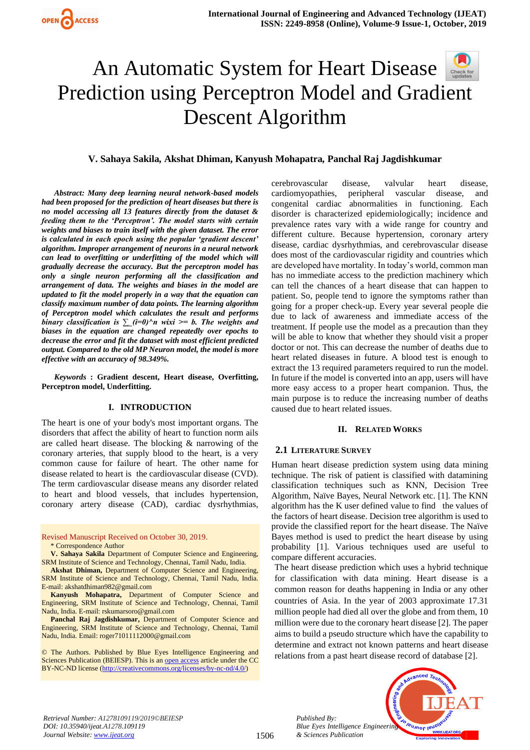# An Automatic System for Heart Disease Prediction using Perceptron Model and Gradient Descent Algorithm

**V. Sahaya Sakila, Akshat Dhiman, Kanyush Mohapatra, Panchal Raj Jagdishkumar**

***Abstract:*** ***Many deep learning neural network-based models had been proposed for the prediction of heart diseases but there is no model accessing all 13 features directly from the dataset & feeding them to the 'Perceptron'. The model starts with certain weights and biases to train itself with the given dataset. The error is calculated in each epoch using the popular 'gradient descent' algorithm. Improper arrangement of neurons in a neural network can lead to overfitting or underfitting of the model which will gradually decrease the accuracy. But the perceptron model has only a single neuron performing all the classification and arrangement of data. The weights and biases in the model are updated to fit the model properly in a way that the equation can classify maximum number of data points. The learning algorithm of Perceptron model which calculates the result and performs binary classification is ∑_(i=0)^n wixi >= b. The weights and biases in the equation are changed repeatedly over epochs to decrease the error and fit the dataset with most efficient predicted output. Compared to the old MP Neuron model, the model is more effective with an accuracy of 98.349%.***

***Keywords*** **: Gradient descent, Heart disease, Overfitting, Perceptron model, Underfitting.**

## I. INTRODUCTION

The heart is one of your body's most important organs. The disorders that affect the ability of heart to function norm ails are called heart disease. The blocking & narrowing of the coronary arteries, that supply blood to the heart, is a very common cause for failure of heart. The other name for disease related to heart is the cardiovascular disease (CVD). The term cardiovascular disease means any disorder related to heart and blood vessels, that includes hypertension, coronary artery disease (CAD), cardiac dysrhythmias, cerebrovascular disease, valvular heart disease, cardiomyopathies, peripheral vascular disease, and congenital cardiac abnormalities in functioning. Each disorder is characterized epidemiologically; incidence and prevalence rates vary with a wide range for country and different culture. Because hypertension, coronary artery disease, cardiac dysrhythmias, and cerebrovascular disease does most of the cardiovascular rigidity and countries which are developed have mortality. In today's world, common man has no immediate access to the prediction machinery which can tell the chances of a heart disease that can happen to patient. So, people tend to ignore the symptoms rather than going for a proper check-up. Every year several people die due to lack of awareness and immediate access of the treatment. If people use the model as a precaution than they will be able to know that whether they should visit a proper doctor or not. This can decrease the number of deaths due to heart related diseases in future. A blood test is enough to extract the 13 required parameters required to run the model. In future if the model is converted into an app, users will have more easy access to a proper heart companion. Thus, the main purpose is to reduce the increasing number of deaths caused due to heart related issues.

Revised Manuscript Received on October 30, 2019.

\* Correspondence Author

**V. Sahaya Sakila** Department of Computer Science and Engineering, SRM Institute of Science and Technology, Chennai, Tamil Nadu, India.

**Akshat Dhiman,** Department of Computer Science and Engineering, SRM Institute of Science and Technology, Chennai, Tamil Nadu, India. E-mail: akshatdhiman982@gmail.com

**Kanyush Mohapatra,** Department of Computer Science and Engineering, SRM Institute of Science and Technology, Chennai, Tamil Nadu, India. E-mail: rskumarsoro@gmail.com

**Panchal Raj Jagdishkumar,** Department of Computer Science and Engineering, SRM Institute of Science and Technology, Chennai, Tamil Nadu, India. Email: roger71011112000@gmail.com

© The Authors. Published by Blue Eyes Intelligence Engineering and Sciences Publication (BEIESP). This is an open access article under the CC BY-NC-ND license (http://creativecommons.org/licenses/by-nc-nd/4.0/)

## II. RELATED WORKS

### 2.1 LITERATURE SURVEY

Human heart disease prediction system using data mining technique. The risk of patient is classified with datamining classification techniques such as KNN, Decision Tree Algorithm, Naïve Bayes, Neural Network etc. [1]. The KNN algorithm has the K user defined value to find the values of the factors of heart disease. Decision tree algorithm is used to provide the classified report for the heart disease. The Naïve Bayes method is used to predict the heart disease by using probability [1]. Various techniques used are useful to compare different accuracies.

The heart disease prediction which uses a hybrid technique for classification with data mining. Heart disease is a common reason for deaths happening in India or any other countries of Asia. In the year of 2003 approximate 17.31 million people had died all over the globe and from them, 10 million were due to the coronary heart disease [2]. The paper aims to build a pseudo structure which have the capability to determine and extract not known patterns and heart disease relations from a past heart disease record of database [2].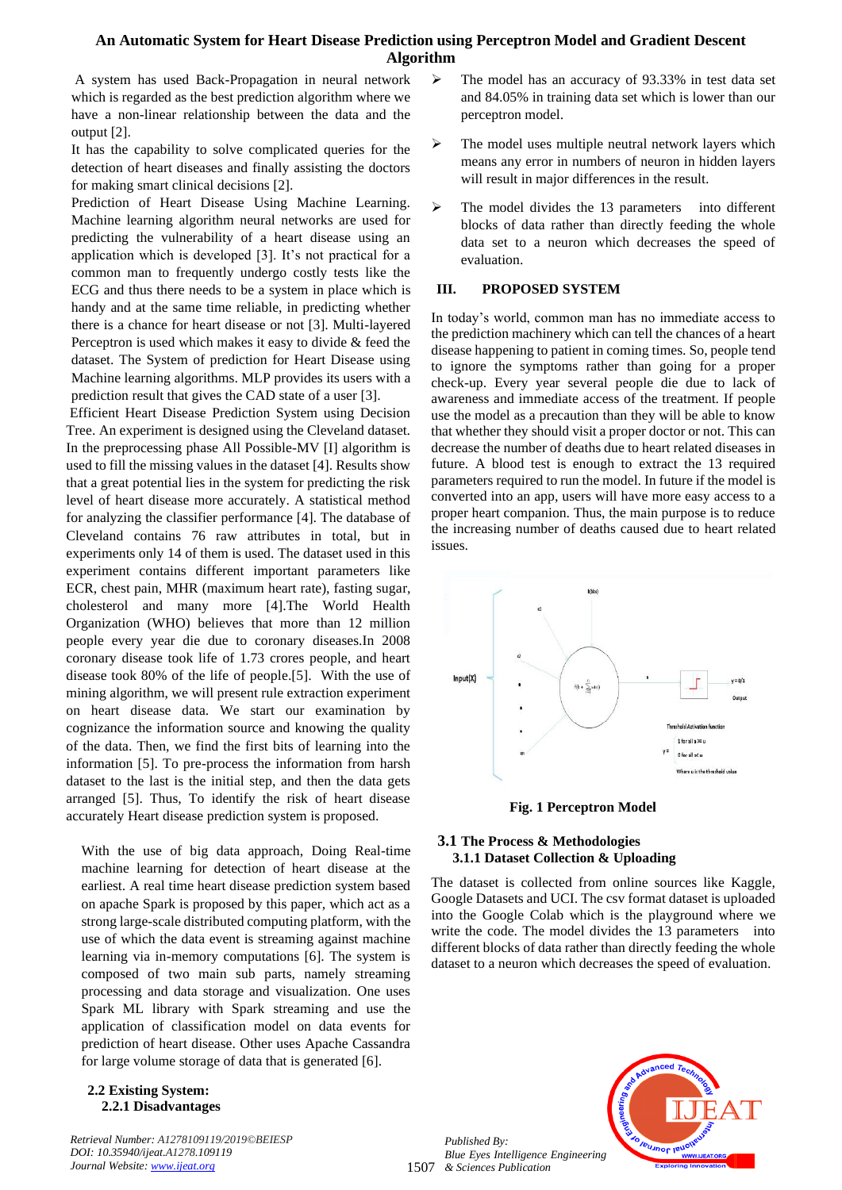A system has used Back-Propagation in neural network which is regarded as the best prediction algorithm where we have a non-linear relationship between the data and the output [2].

It has the capability to solve complicated queries for the detection of heart diseases and finally assisting the doctors for making smart clinical decisions [2].

Prediction of Heart Disease Using Machine Learning. Machine learning algorithm neural networks are used for predicting the vulnerability of a heart disease using an application which is developed [3]. It's not practical for a common man to frequently undergo costly tests like the ECG and thus there needs to be a system in place which is handy and at the same time reliable, in predicting whether there is a chance for heart disease or not [3]. Multi-layered Perceptron is used which makes it easy to divide & feed the dataset. The System of prediction for Heart Disease using Machine learning algorithms. MLP provides its users with a prediction result that gives the CAD state of a user [3].

Efficient Heart Disease Prediction System using Decision Tree. An experiment is designed using the Cleveland dataset. In the preprocessing phase All Possible-MV [I] algorithm is used to fill the missing values in the dataset [4]. Results show that a great potential lies in the system for predicting the risk level of heart disease more accurately. A statistical method for analyzing the classifier performance [4]. The database of Cleveland contains 76 raw attributes in total, but in experiments only 14 of them is used. The dataset used in this experiment contain different important parameters like ECR, chest pain, MHR (maximum heart rate), fasting sugar, cholesterol and many more [4].The World Health Organization (WHO) believes that more than 12 million people every year die due to coronary diseases.In 2008 coronary disease took life of 1.73 crores people, and heart disease took 80% of the life of people.[5]. With the use of mining algorithm, we will present rule extraction experiment on heart disease data. We start our examination by cognizance the information source and knowing the quality of the data. Then, we find the first bits of learning into the information [5]. To pre-process the information from harsh dataset to the last is the initial step, and then the data gets arranged [5]. Thus, To identify the risk of heart disease accurately Heart disease prediction system is proposed.

With the use of big data approach, Doing Real-time machine learning for detection of heart disease at the earliest. A real time heart disease prediction system based on apache Spark is proposed by this paper, which act as a strong large-scale distributed computing platform, with the use of which the data event is streaming against machine learning via in-memory computations [6]. The system is composed of two main sub parts, namely streaming processing and data storage and visualization. One uses Spark ML library with Spark streaming and use the application of classification model on data events for prediction of heart disease. Other uses Apache Cassandra for large volume storage of data that is generated [6].

## 2.2 Existing System:

### 2.2.1 Disadvantages

- The model has an accuracy of 93.33% in test data set and 84.05% in training data set which is lower than our perceptron model.
- The model uses multiple neutral network layers which means any error in numbers of neuron in hidden layers will result in major differences in the result.
- The model divides the 13 parameters into different blocks of data rather than directly feeding the whole data set to a neuron which decreases the speed of evaluation.

## III. PROPOSED SYSTEM

In today's world, common man has no immediate access to the prediction machinery which can tell the chances of a heart disease happening to patient in coming times. So, people tend to ignore the symptoms rather than going for a proper check-up. Every year several people die due to lack of awareness and immediate access of the treatment. If people use the model as a precaution than they will be able to know that whether they should visit a proper doctor or not. This can decrease the number of deaths due to heart related diseases in future. A blood test is enough to extract the 13 required parameters required to run the model. In future if the model is converted into an app, users will have more easy access to a proper heart companion. Thus, the main purpose is to reduce the increasing number of deaths caused due to heart related issues.

Fig. 1 Perceptron Model

## 3.1 The Process & Methodologies

### 3.1.1 Dataset Collection & Uploading

The dataset is collected from online sources like Kaggle, Google Datasets and UCI. The csv format dataset is uploaded into the Google Colab which is the playground where we write the code. The model divides the 13 parameters into different blocks of data rather than directly feeding the whole dataset to a neuron which decreases the speed of evaluation.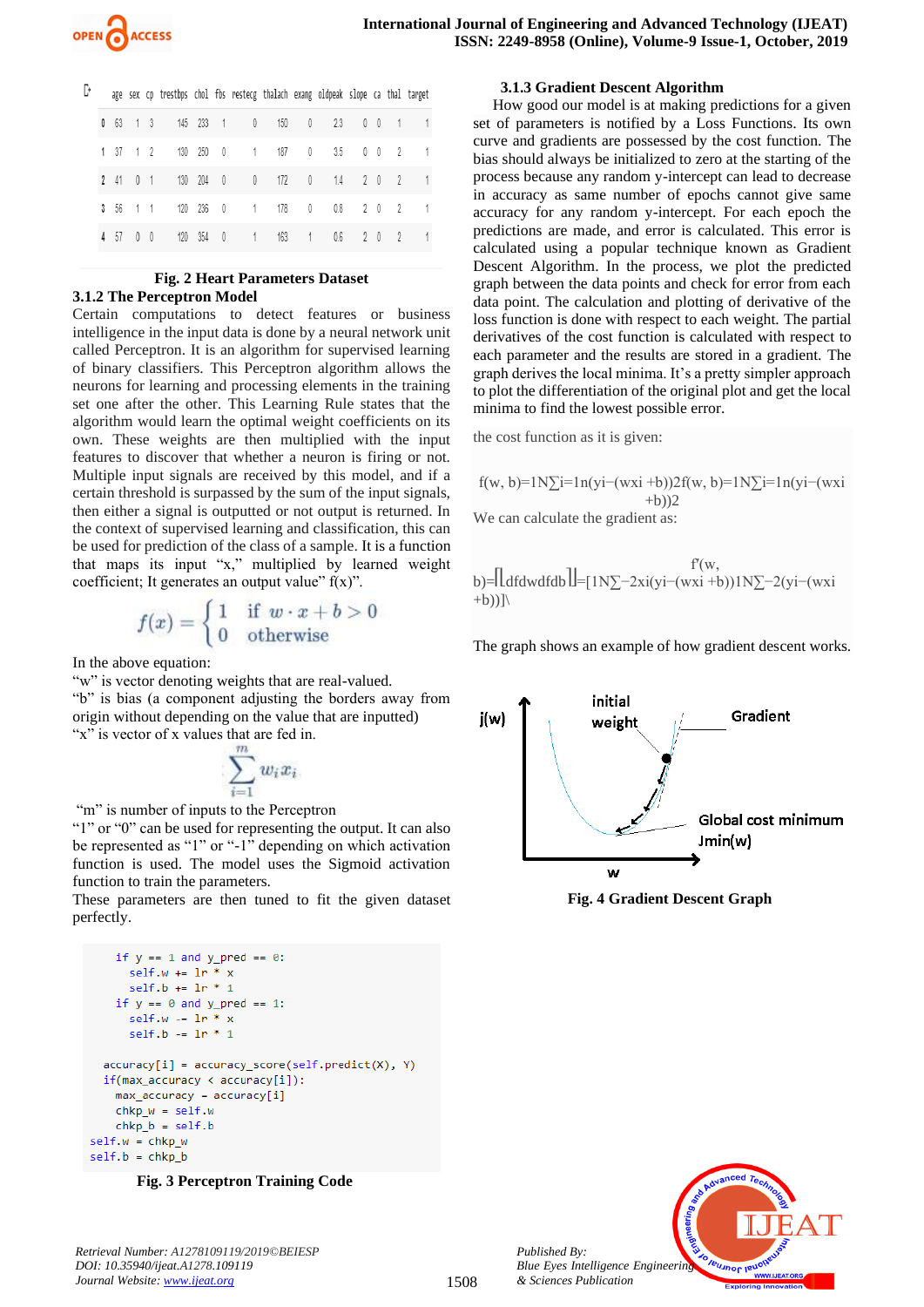| | age | sex | cp | trestbps | chol | fbs | restecg | thalach | exang | oldpeak | slope | ca | thal | target |
|---|---|---|---|---|---|---|---|---|---|---|---|---|---|---|
| 0 | 63 | 1 | 3 | 145 | 233 | 1 | 0 | 150 | 0 | 2.3 | 0 | 0 | 1 | 1 |
| 1 | 37 | 1 | 2 | 130 | 250 | 0 | 1 | 187 | 0 | 3.5 | 0 | 0 | 2 | 1 |
| 2 | 41 | 0 | 1 | 130 | 204 | 0 | 0 | 172 | 0 | 1.4 | 2 | 0 | 2 | 1 |
| 3 | 56 | 1 | 1 | 120 | 236 | 0 | 1 | 178 | 0 | 0.8 | 2 | 0 | 2 | 1 |
| 4 | 57 | 0 | 0 | 120 | 354 | 0 | 1 | 163 | 1 | 0.6 | 2 | 0 | 2 | 1 |

**Fig. 2 Heart Parameters Dataset**

### 3.1.2 The Perceptron Model

Certain computations to detect features or business intelligence in the input data is done by a neural network unit called Perceptron. It is an algorithm for supervised learning of binary classifiers. This Perceptron algorithm allows the neurons for learning and processing elements in the training set one after the other. This Learning Rule states that the algorithm would learn the optimal weight coefficients on its own. These weights are then multiplied with the input features to discover that whether a neuron is firing or not. Multiple input signals are received by this model, and if a certain threshold is surpassed by the sum of the input signals, then either a signal is outputted or not output is returned. In the context of supervised learning and classification, this can be used for prediction of the class of a sample. It is a function that maps its input "x," multiplied by learned weight coefficient; It generates an output value" f(x)".

$$f(x) = \begin{cases} 1 & \text{if } w \cdot x + b > 0 \\ 0 & \text{otherwise} \end{cases}$$

In the above equation:

"w" is vector denoting weights that are real-valued.

"b" is bias (a component adjusting the borders away from origin without depending on the value that are inputted)

"x" is vector of x values that are fed in.

$$\sum_{i=1}^{m} w_i x_i$$

"m" is number of inputs to the Perceptron

"1" or "0" can be used for representing the output. It can also be represented as "1" or "-1" depending on which activation function is used. The model uses the Sigmoid activation function to train the parameters.

These parameters are then tuned to fit the given dataset perfectly.

```
    if y == 1 and y_pred == 0:
      self.w += lr * x
      self.b += lr * 1
    if y == 0 and y_pred == 1:
      self.w -= lr * x
      self.b -= lr * 1

  accuracy[i] = accuracy_score(self.predict(X), Y)
  if(max_accuracy < accuracy[i]):
    max_accuracy = accuracy[i]
    chkp_w = self.w
    chkp_b = self.b
self.w = chkp_w
self.b = chkp_b
```

**Fig. 3 Perceptron Training Code**

### 3.1.3 Gradient Descent Algorithm

How good our model is at making predictions for a given set of parameters is notified by a Loss Functions. Its own curve and gradients are possessed by the cost function. The bias should always be initialized to zero at the starting of the process because any random y-intercept can lead to decrease in accuracy as same number of epochs cannot give same accuracy for any random y-intercept. For each epoch the predictions are made, and error is calculated. This error is calculated using a popular technique known as Gradient Descent Algorithm. In the process, we plot the predicted graph between the data points and check for error from each data point. The calculation and plotting of derivative of the loss function is done with respect to each weight. The partial derivatives of the cost function is calculated with respect to each parameter and the results are stored in a gradient. The graph derives the local minima. It's a pretty simpler approach to plot the differentiation of the original plot and get the local minima to find the lowest possible error.

the cost function as it is given:

f(w, b)=1N∑i=1n(yi−(wxi +b))2f(w, b)=1N∑i=1n(yi−(wxi +b))2

We can calculate the gradient as:

f′(w, b)=[[dfdwdfdb]]=[1N∑−2xi(yi−(wxi +b))1N∑−2(yi−(wxi +b))]\

The graph shows an example of how gradient descent works.

**Fig. 4 Gradient Descent Graph**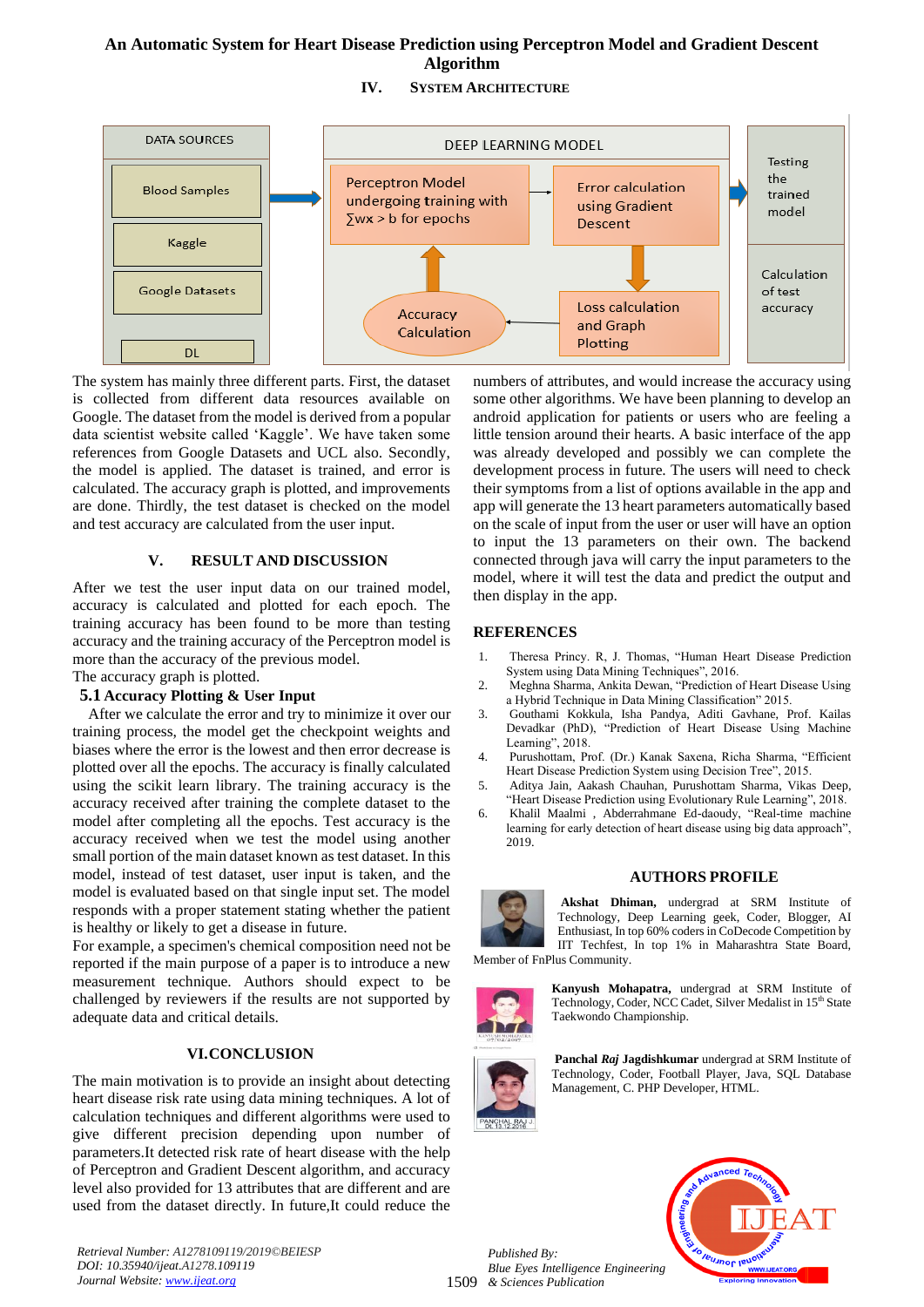# An Automatic System for Heart Disease Prediction using Perceptron Model and Gradient Descent Algorithm

## IV. SYSTEM ARCHITECTURE

DATA SOURCES
Blood Samples
Kaggle
Google Datasets
DL

DEEP LEARNING MODEL
Perceptron Model undergoing training with ∑wx > b for epochs
Error calculation using Gradient Descent
Loss calculation and Graph Plotting
Accuracy Calculation

Testing the trained model
Calculation of test accuracy

The system has mainly three different parts. First, the dataset is collected from different data resources available on Google. The dataset from the model is derived from a popular data scientist website called 'Kaggle'. We have taken some references from Google Datasets and UCL also. Secondly, the model is applied. The dataset is trained, and error is calculated. The accuracy graph is plotted, and improvements are done. Thirdly, the test dataset is checked on the model and test accuracy are calculated from the user input.

## V. RESULT AND DISCUSSION

After we test the user input data on our trained model, accuracy is calculated and plotted for each epoch. The training accuracy has been found to be more than testing accuracy and the training accuracy of the Perceptron model is more than the accuracy of the previous model.

The accuracy graph is plotted.

### 5.1 Accuracy Plotting & User Input

After we calculate the error and try to minimize it over our training process, the model get the checkpoint weights and biases where the error is the lowest and then error decrease is plotted over all the epochs. The accuracy is finally calculated using the scikit learn library. The training accuracy is the accuracy received after training the complete dataset to the model after completing all the epochs. Test accuracy is the accuracy received when we test the model using another small portion of the main dataset known as test dataset. In this model, instead of test dataset, user input is taken, and the model is evaluated based on that single input set. The model responds with a proper statement stating whether the patient is healthy or likely to get a disease in future.

For example, a specimen's chemical composition need not be reported if the main purpose of a paper is to introduce a new measurement technique. Authors should expect to be challenged by reviewers if the results are not supported by adequate data and critical details.

## VI. CONCLUSION

The main motivation is to provide an insight about detecting heart disease risk rate using data mining techniques. A lot of calculation techniques and different algorithms were used to give different precision depending upon number of parameters.It detected risk rate of heart disease with the help of Perceptron and Gradient Descent algorithm, and accuracy level also provided for 13 attributes that are different and are used from the dataset directly. In future,It could reduce the numbers of attributes, and would increase the accuracy using some other algorithms. We have been planning to develop an android application for patients or users who are feeling a little tension around their hearts. A basic interface of the app was already developed and possibly we can complete the development process in future. The users will need to check their symptoms from a list of options available in the app and app will generate the 13 heart parameters automatically based on the scale of input from the user or user will have an option to input the 13 parameters on their own. The backend connected through java will carry the input parameters to the model, where it will test the data and predict the output and then display in the app.

## REFERENCES

1. Theresa Princy. R, J. Thomas, "Human Heart Disease Prediction System using Data Mining Techniques", 2016.
2. Meghna Sharma, Ankita Dewan, "Prediction of Heart Disease Using a Hybrid Technique in Data Mining Classification" 2015.
3. Gouthami Kokkula, Isha Pandya, Aditi Gavhane, Prof. Kailas Devadkar (PhD), "Prediction of Heart Disease Using Machine Learning", 2018.
4. Purushottam, Prof. (Dr.) Kanak Saxena, Richa Sharma, "Efficient Heart Disease Prediction System using Decision Tree", 2015.
5. Aditya Jain, Aakash Chauhan, Purushottam Sharma, Vikas Deep, "Heart Disease Prediction using Evolutionary Rule Learning", 2018.
6. Khalil Maalmi , Abderrahmane Ed-daoudy, "Real-time machine learning for early detection of heart disease using big data approach", 2019.

## AUTHORS PROFILE

**Akshat Dhiman,** undergrad at SRM Institute of Technology, Deep Learning geek, Coder, Blogger, AI Enthusiast, In top 60% coders in CoDecode Competition by IIT Techfest, In top 1% in Maharashtra State Board, Member of FnPlus Community.

**Kanyush Mohapatra,** undergrad at SRM Institute of Technology, Coder, NCC Cadet, Silver Medalist in 15th State Taekwondo Championship.

**Panchal *Raj* Jagdishkumar** undergrad at SRM Institute of Technology, Coder, Football Player, Java, SQL Database Management, C. PHP Developer, HTML.